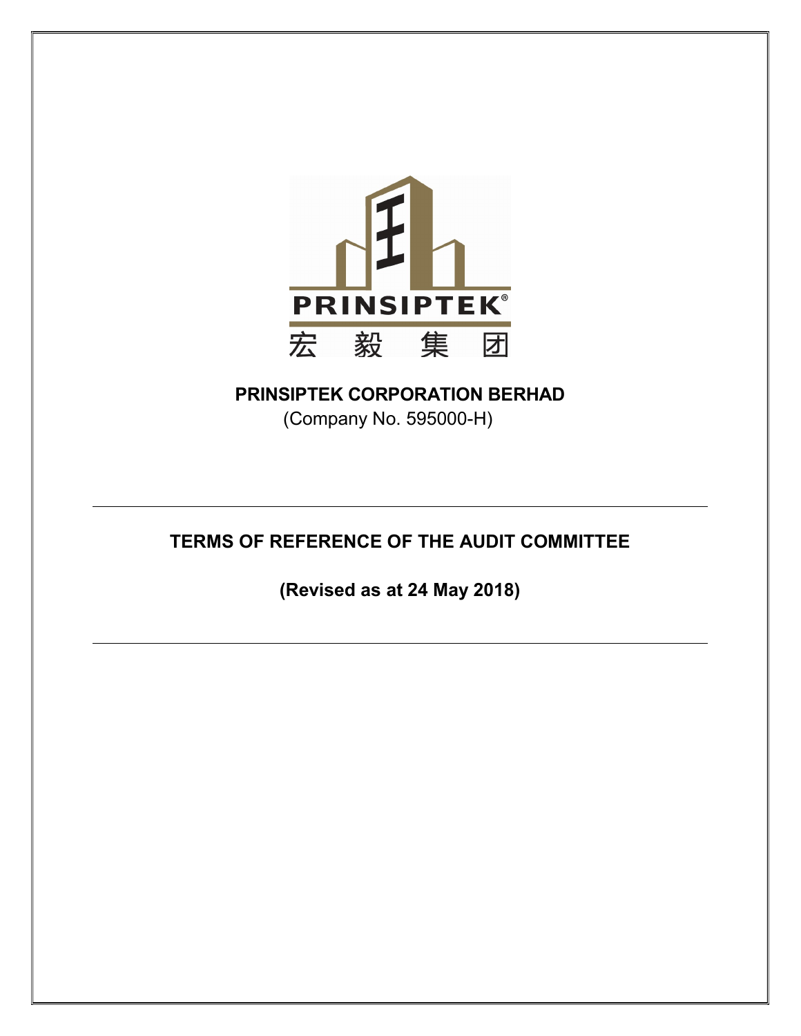PRINSIPTEK

宏 毅 集 团

**PRINSIPTEK CORPORATION BERHAD**

(Company No. 595000-H)

---

# TERMS OF REFERENCE OF THE AUDIT COMMITTEE

**(Revised as at 24 May 2018)**

---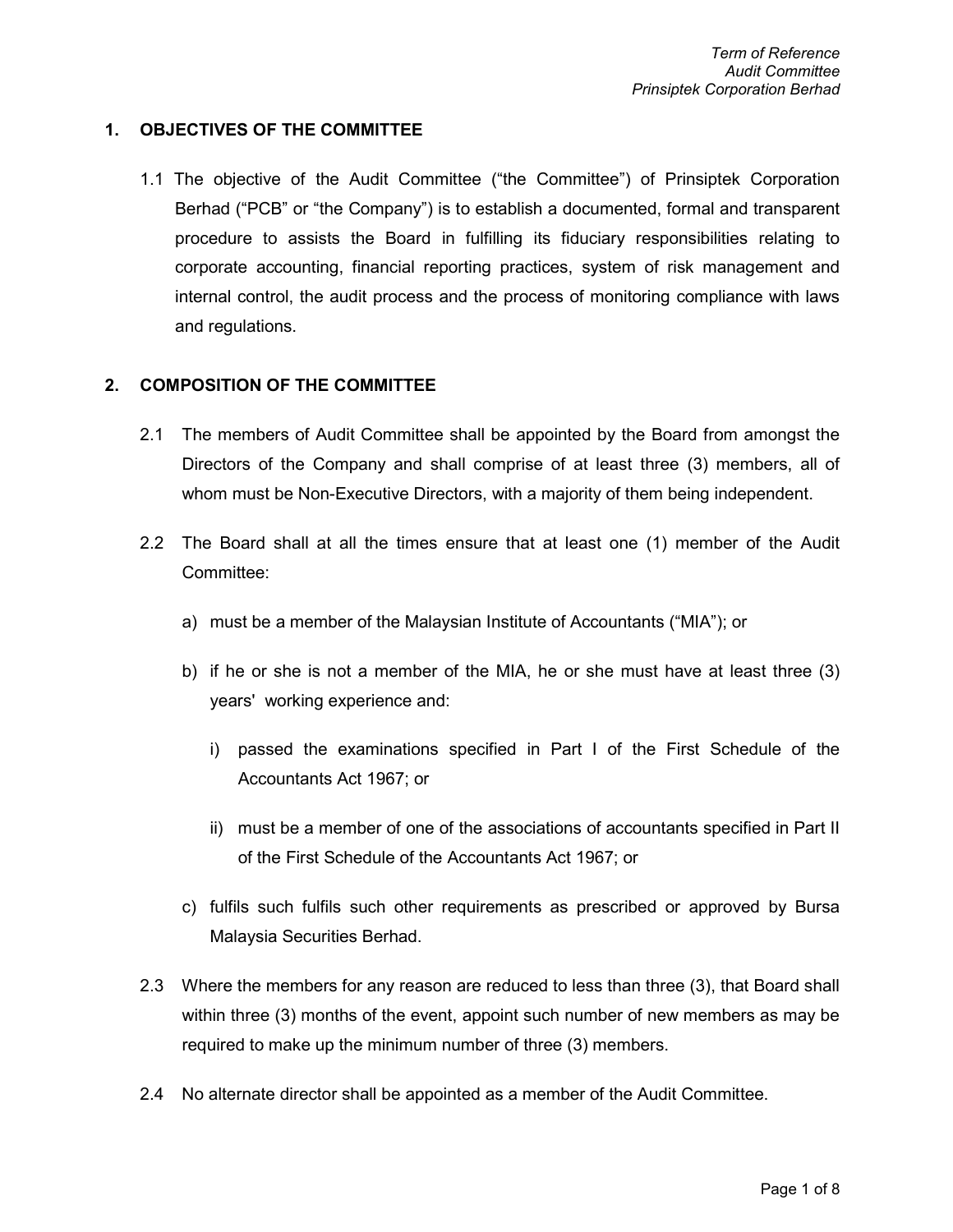## 1. OBJECTIVES OF THE COMMITTEE

1.1 The objective of the Audit Committee ("the Committee") of Prinsiptek Corporation Berhad ("PCB" or "the Company") is to establish a documented, formal and transparent procedure to assists the Board in fulfilling its fiduciary responsibilities relating to corporate accounting, financial reporting practices, system of risk management and internal control, the audit process and the process of monitoring compliance with laws and regulations.

## 2. COMPOSITION OF THE COMMITTEE

2.1 The members of Audit Committee shall be appointed by the Board from amongst the Directors of the Company and shall comprise of at least three (3) members, all of whom must be Non-Executive Directors, with a majority of them being independent.

2.2 The Board shall at all the times ensure that at least one (1) member of the Audit Committee:

a) must be a member of the Malaysian Institute of Accountants ("MIA"); or

b) if he or she is not a member of the MIA, he or she must have at least three (3) years' working experience and:

   i) passed the examinations specified in Part I of the First Schedule of the Accountants Act 1967; or

   ii) must be a member of one of the associations of accountants specified in Part II of the First Schedule of the Accountants Act 1967; or

c) fulfils such fulfils such other requirements as prescribed or approved by Bursa Malaysia Securities Berhad.

2.3 Where the members for any reason are reduced to less than three (3), that Board shall within three (3) months of the event, appoint such number of new members as may be required to make up the minimum number of three (3) members.

2.4 No alternate director shall be appointed as a member of the Audit Committee.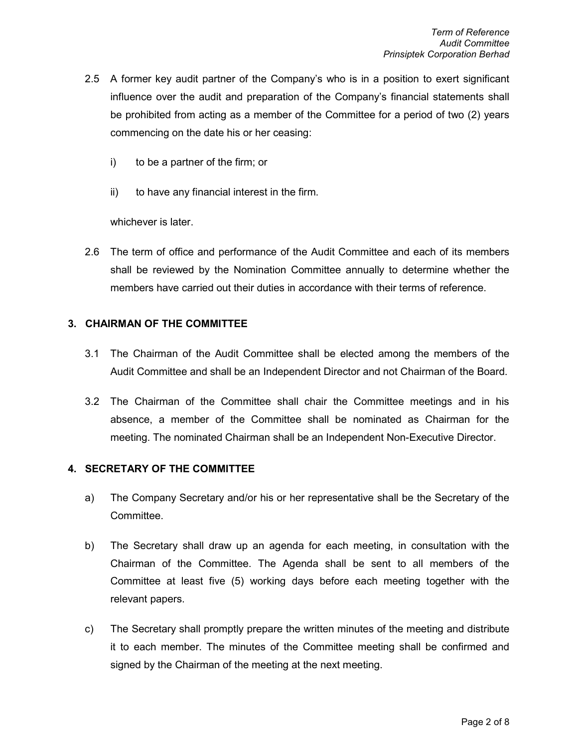2.5 A former key audit partner of the Company's who is in a position to exert significant influence over the audit and preparation of the Company's financial statements shall be prohibited from acting as a member of the Committee for a period of two (2) years commencing on the date his or her ceasing:

   i) to be a partner of the firm; or

   ii) to have any financial interest in the firm.

   whichever is later.

2.6 The term of office and performance of the Audit Committee and each of its members shall be reviewed by the Nomination Committee annually to determine whether the members have carried out their duties in accordance with their terms of reference.

## 3. CHAIRMAN OF THE COMMITTEE

3.1 The Chairman of the Audit Committee shall be elected among the members of the Audit Committee and shall be an Independent Director and not Chairman of the Board.

3.2 The Chairman of the Committee shall chair the Committee meetings and in his absence, a member of the Committee shall be nominated as Chairman for the meeting. The nominated Chairman shall be an Independent Non-Executive Director.

## 4. SECRETARY OF THE COMMITTEE

a) The Company Secretary and/or his or her representative shall be the Secretary of the Committee.

b) The Secretary shall draw up an agenda for each meeting, in consultation with the Chairman of the Committee. The Agenda shall be sent to all members of the Committee at least five (5) working days before each meeting together with the relevant papers.

c) The Secretary shall promptly prepare the written minutes of the meeting and distribute it to each member. The minutes of the Committee meeting shall be confirmed and signed by the Chairman of the meeting at the next meeting.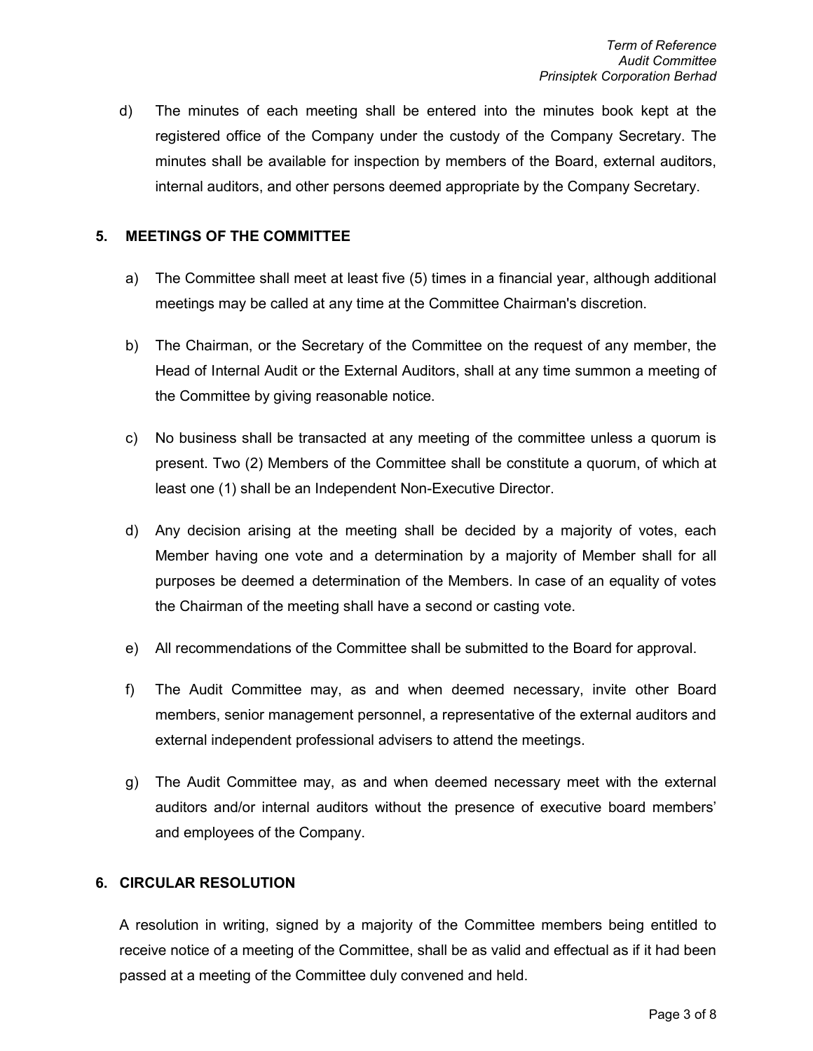d) The minutes of each meeting shall be entered into the minutes book kept at the registered office of the Company under the custody of the Company Secretary. The minutes shall be available for inspection by members of the Board, external auditors, internal auditors, and other persons deemed appropriate by the Company Secretary.

## 5. MEETINGS OF THE COMMITTEE

a) The Committee shall meet at least five (5) times in a financial year, although additional meetings may be called at any time at the Committee Chairman's discretion.

b) The Chairman, or the Secretary of the Committee on the request of any member, the Head of Internal Audit or the External Auditors, shall at any time summon a meeting of the Committee by giving reasonable notice.

c) No business shall be transacted at any meeting of the committee unless a quorum is present. Two (2) Members of the Committee shall be constitute a quorum, of which at least one (1) shall be an Independent Non-Executive Director.

d) Any decision arising at the meeting shall be decided by a majority of votes, each Member having one vote and a determination by a majority of Member shall for all purposes be deemed a determination of the Members. In case of an equality of votes the Chairman of the meeting shall have a second or casting vote.

e) All recommendations of the Committee shall be submitted to the Board for approval.

f) The Audit Committee may, as and when deemed necessary, invite other Board members, senior management personnel, a representative of the external auditors and external independent professional advisers to attend the meetings.

g) The Audit Committee may, as and when deemed necessary meet with the external auditors and/or internal auditors without the presence of executive board members' and employees of the Company.

## 6. CIRCULAR RESOLUTION

A resolution in writing, signed by a majority of the Committee members being entitled to receive notice of a meeting of the Committee, shall be as valid and effectual as if it had been passed at a meeting of the Committee duly convened and held.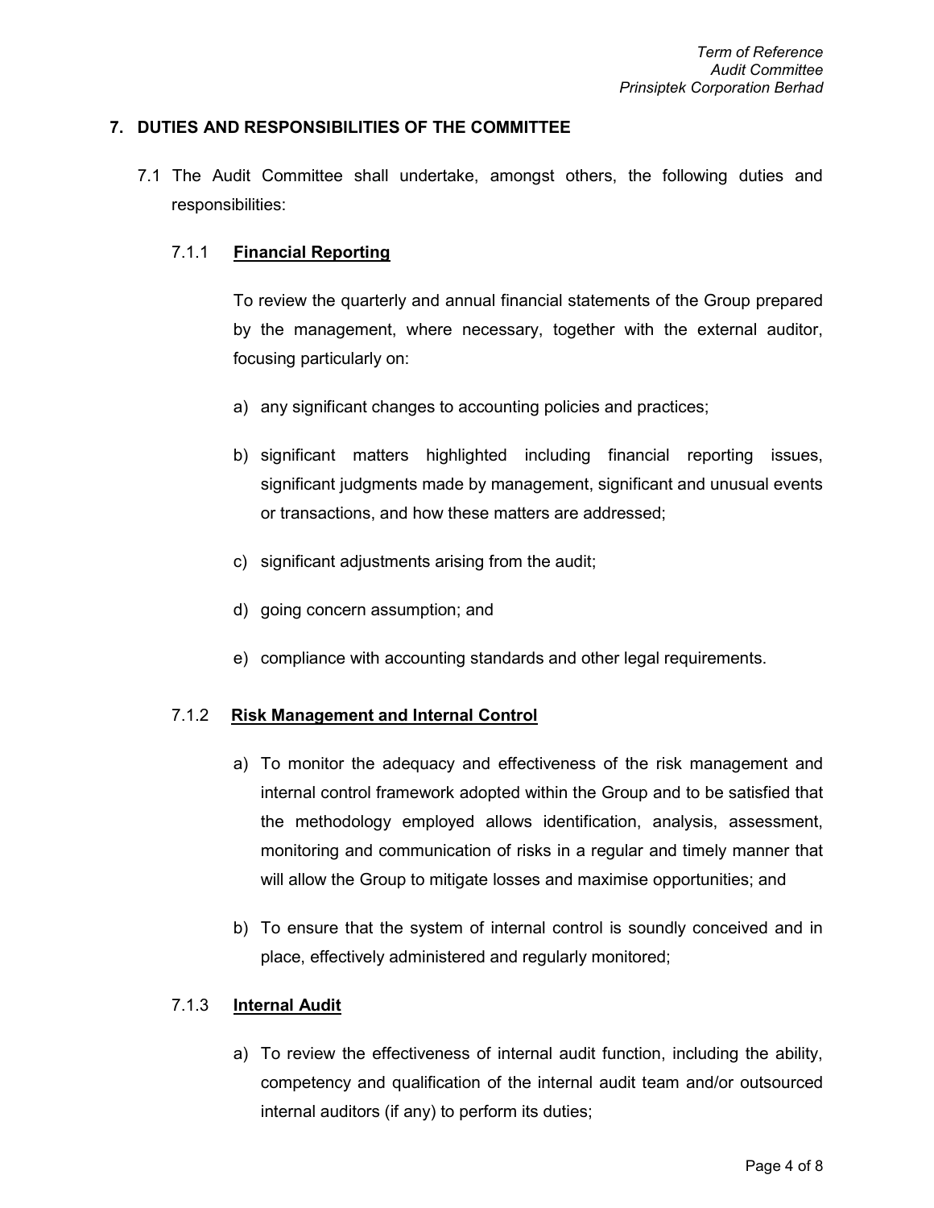## 7. DUTIES AND RESPONSIBILITIES OF THE COMMITTEE

7.1 The Audit Committee shall undertake, amongst others, the following duties and responsibilities:

### 7.1.1 **Financial Reporting**

To review the quarterly and annual financial statements of the Group prepared by the management, where necessary, together with the external auditor, focusing particularly on:

a) any significant changes to accounting policies and practices;

b) significant matters highlighted including financial reporting issues, significant judgments made by management, significant and unusual events or transactions, and how these matters are addressed;

c) significant adjustments arising from the audit;

d) going concern assumption; and

e) compliance with accounting standards and other legal requirements.

### 7.1.2 **Risk Management and Internal Control**

a) To monitor the adequacy and effectiveness of the risk management and internal control framework adopted within the Group and to be satisfied that the methodology employed allows identification, analysis, assessment, monitoring and communication of risks in a regular and timely manner that will allow the Group to mitigate losses and maximise opportunities; and

b) To ensure that the system of internal control is soundly conceived and in place, effectively administered and regularly monitored;

### 7.1.3 **Internal Audit**

a) To review the effectiveness of internal audit function, including the ability, competency and qualification of the internal audit team and/or outsourced internal auditors (if any) to perform its duties;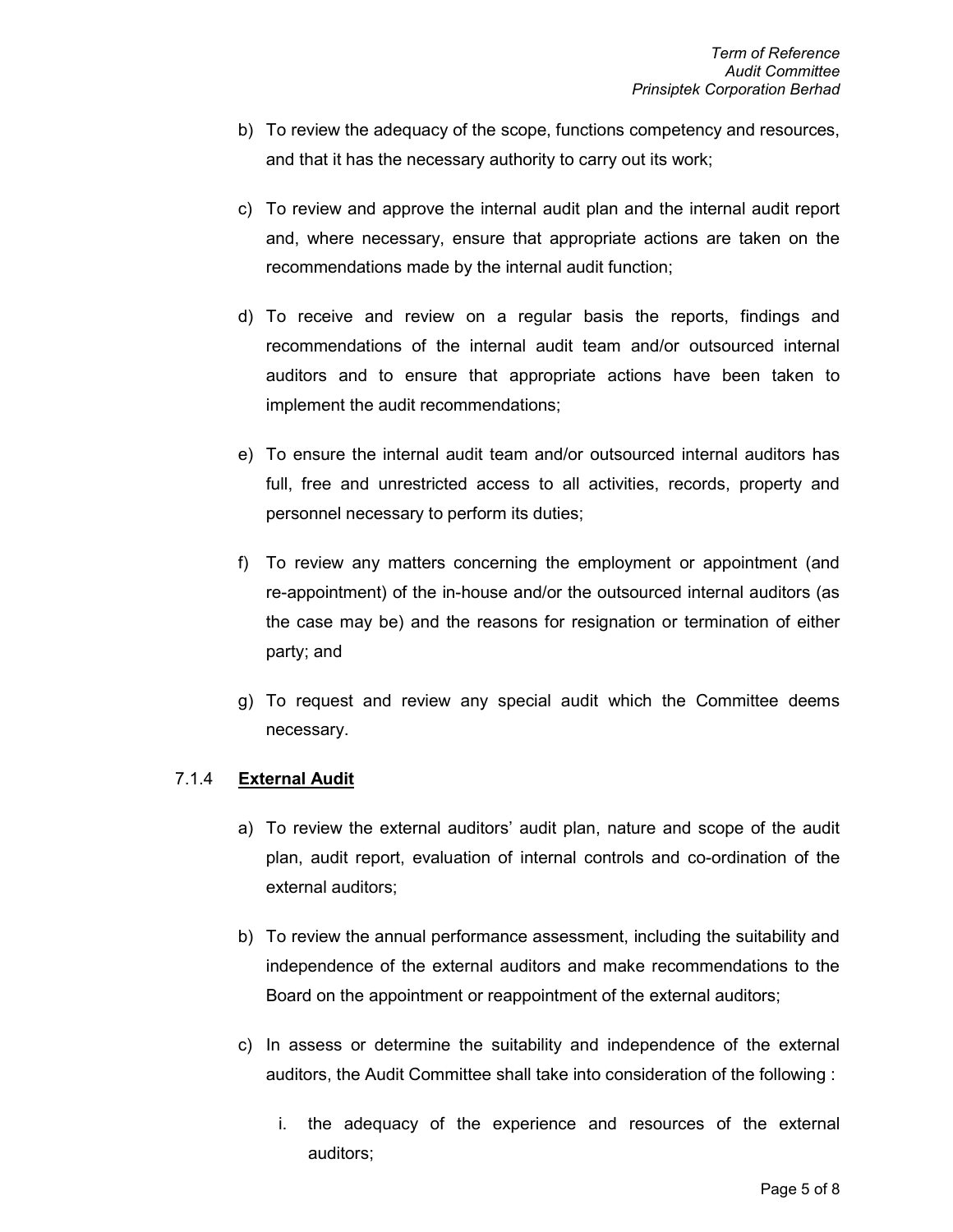b) To review the adequacy of the scope, functions competency and resources, and that it has the necessary authority to carry out its work;

c) To review and approve the internal audit plan and the internal audit report and, where necessary, ensure that appropriate actions are taken on the recommendations made by the internal audit function;

d) To receive and review on a regular basis the reports, findings and recommendations of the internal audit team and/or outsourced internal auditors and to ensure that appropriate actions have been taken to implement the audit recommendations;

e) To ensure the internal audit team and/or outsourced internal auditors has full, free and unrestricted access to all activities, records, property and personnel necessary to perform its duties;

f) To review any matters concerning the employment or appointment (and re-appointment) of the in-house and/or the outsourced internal auditors (as the case may be) and the reasons for resignation or termination of either party; and

g) To request and review any special audit which the Committee deems necessary.

### 7.1.4 **External Audit**

a) To review the external auditors' audit plan, nature and scope of the audit plan, audit report, evaluation of internal controls and co-ordination of the external auditors;

b) To review the annual performance assessment, including the suitability and independence of the external auditors and make recommendations to the Board on the appointment or reappointment of the external auditors;

c) In assess or determine the suitability and independence of the external auditors, the Audit Committee shall take into consideration of the following :

   i. the adequacy of the experience and resources of the external auditors;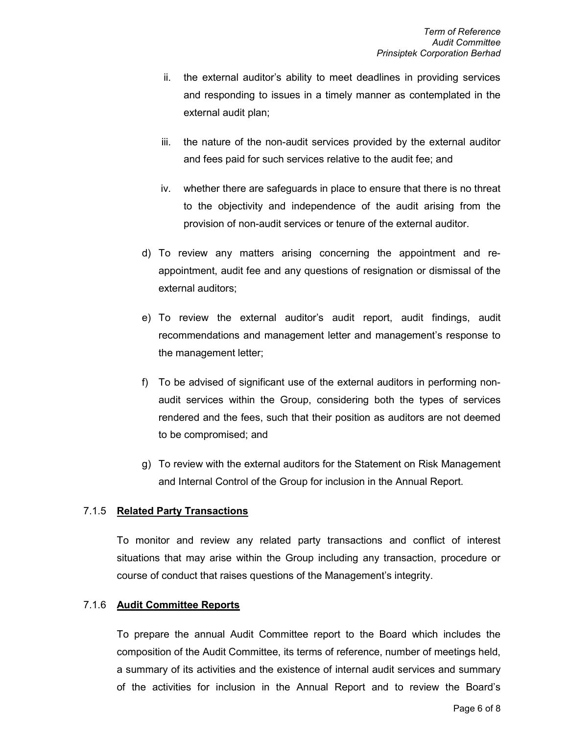ii. the external auditor's ability to meet deadlines in providing services and responding to issues in a timely manner as contemplated in the external audit plan;

iii. the nature of the non-audit services provided by the external auditor and fees paid for such services relative to the audit fee; and

iv. whether there are safeguards in place to ensure that there is no threat to the objectivity and independence of the audit arising from the provision of non-audit services or tenure of the external auditor.

d) To review any matters arising concerning the appointment and re-appointment, audit fee and any questions of resignation or dismissal of the external auditors;

e) To review the external auditor's audit report, audit findings, audit recommendations and management letter and management's response to the management letter;

f) To be advised of significant use of the external auditors in performing non-audit services within the Group, considering both the types of services rendered and the fees, such that their position as auditors are not deemed to be compromised; and

g) To review with the external auditors for the Statement on Risk Management and Internal Control of the Group for inclusion in the Annual Report.

### 7.1.5 **Related Party Transactions**

To monitor and review any related party transactions and conflict of interest situations that may arise within the Group including any transaction, procedure or course of conduct that raises questions of the Management's integrity.

### 7.1.6 **Audit Committee Reports**

To prepare the annual Audit Committee report to the Board which includes the composition of the Audit Committee, its terms of reference, number of meetings held, a summary of its activities and the existence of internal audit services and summary of the activities for inclusion in the Annual Report and to review the Board's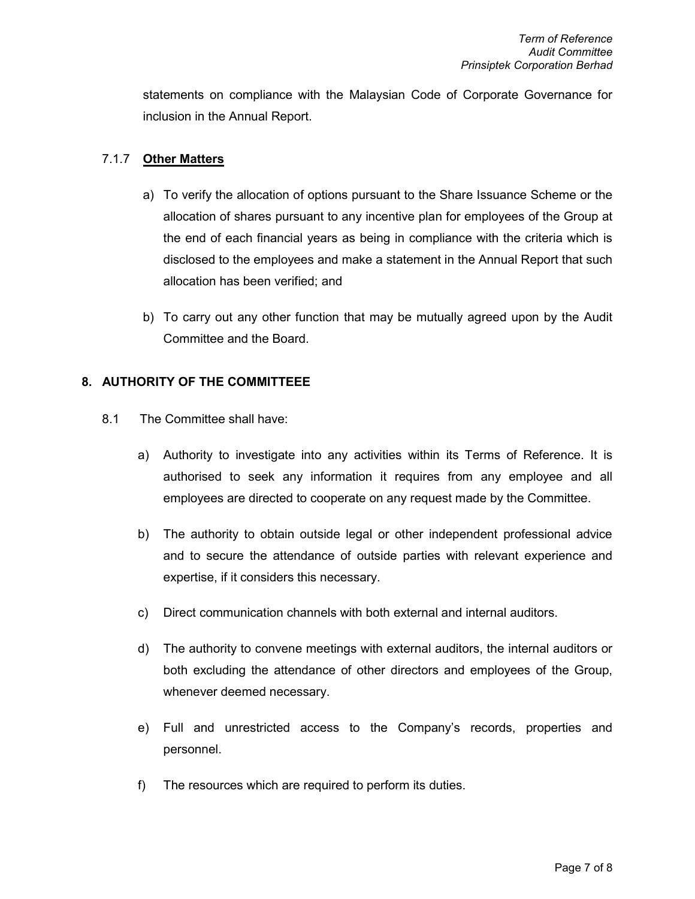statements on compliance with the Malaysian Code of Corporate Governance for inclusion in the Annual Report.

### 7.1.7 **Other Matters**

a) To verify the allocation of options pursuant to the Share Issuance Scheme or the allocation of shares pursuant to any incentive plan for employees of the Group at the end of each financial years as being in compliance with the criteria which is disclosed to the employees and make a statement in the Annual Report that such allocation has been verified; and

b) To carry out any other function that may be mutually agreed upon by the Audit Committee and the Board.

## 8. AUTHORITY OF THE COMMITTEEE

8.1 The Committee shall have:

a) Authority to investigate into any activities within its Terms of Reference. It is authorised to seek any information it requires from any employee and all employees are directed to cooperate on any request made by the Committee.

b) The authority to obtain outside legal or other independent professional advice and to secure the attendance of outside parties with relevant experience and expertise, if it considers this necessary.

c) Direct communication channels with both external and internal auditors.

d) The authority to convene meetings with external auditors, the internal auditors or both excluding the attendance of other directors and employees of the Group, whenever deemed necessary.

e) Full and unrestricted access to the Company's records, properties and personnel.

f) The resources which are required to perform its duties.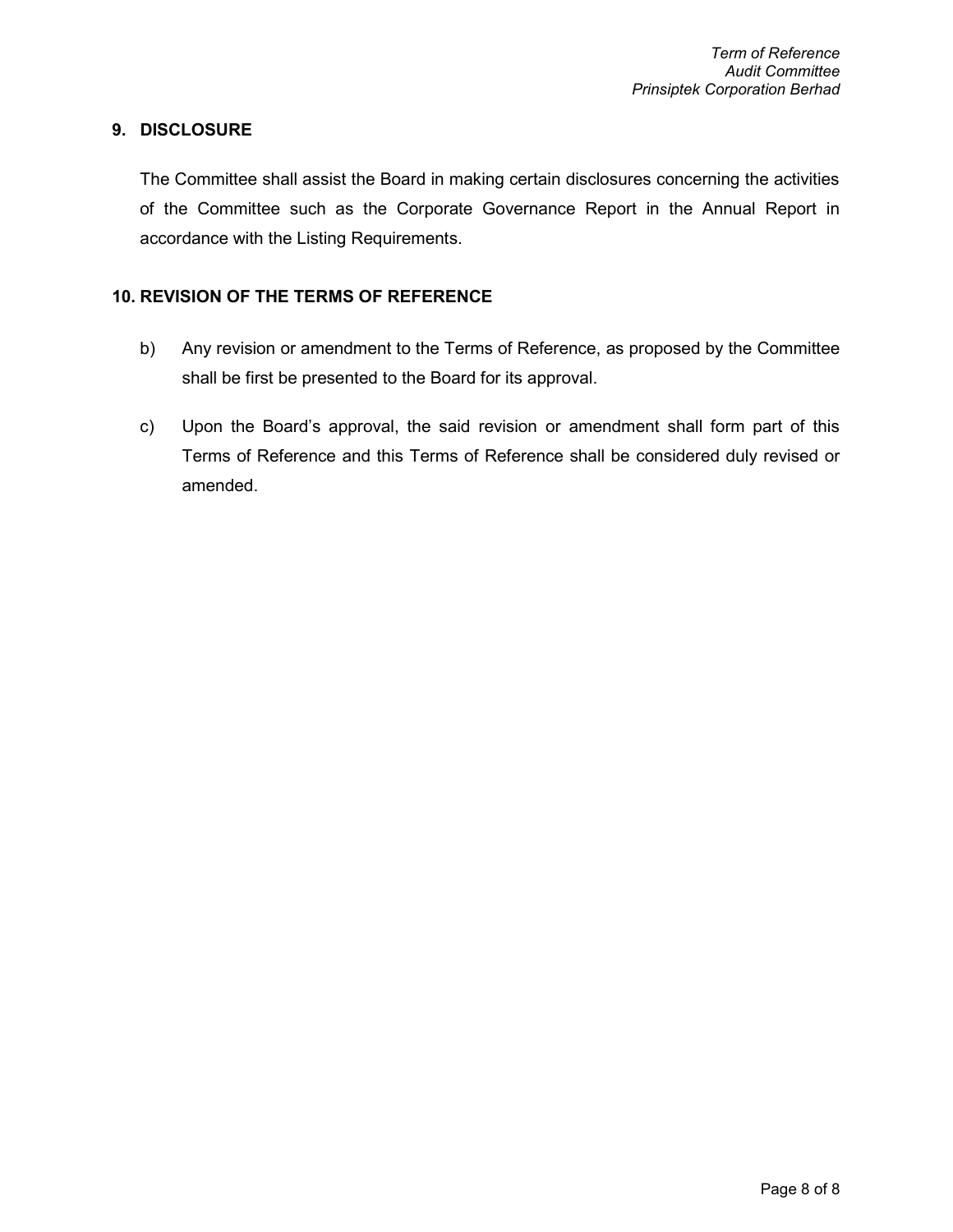## 9. DISCLOSURE

The Committee shall assist the Board in making certain disclosures concerning the activities of the Committee such as the Corporate Governance Report in the Annual Report in accordance with the Listing Requirements.

## 10. REVISION OF THE TERMS OF REFERENCE

b) Any revision or amendment to the Terms of Reference, as proposed by the Committee shall be first be presented to the Board for its approval.

c) Upon the Board's approval, the said revision or amendment shall form part of this Terms of Reference and this Terms of Reference shall be considered duly revised or amended.